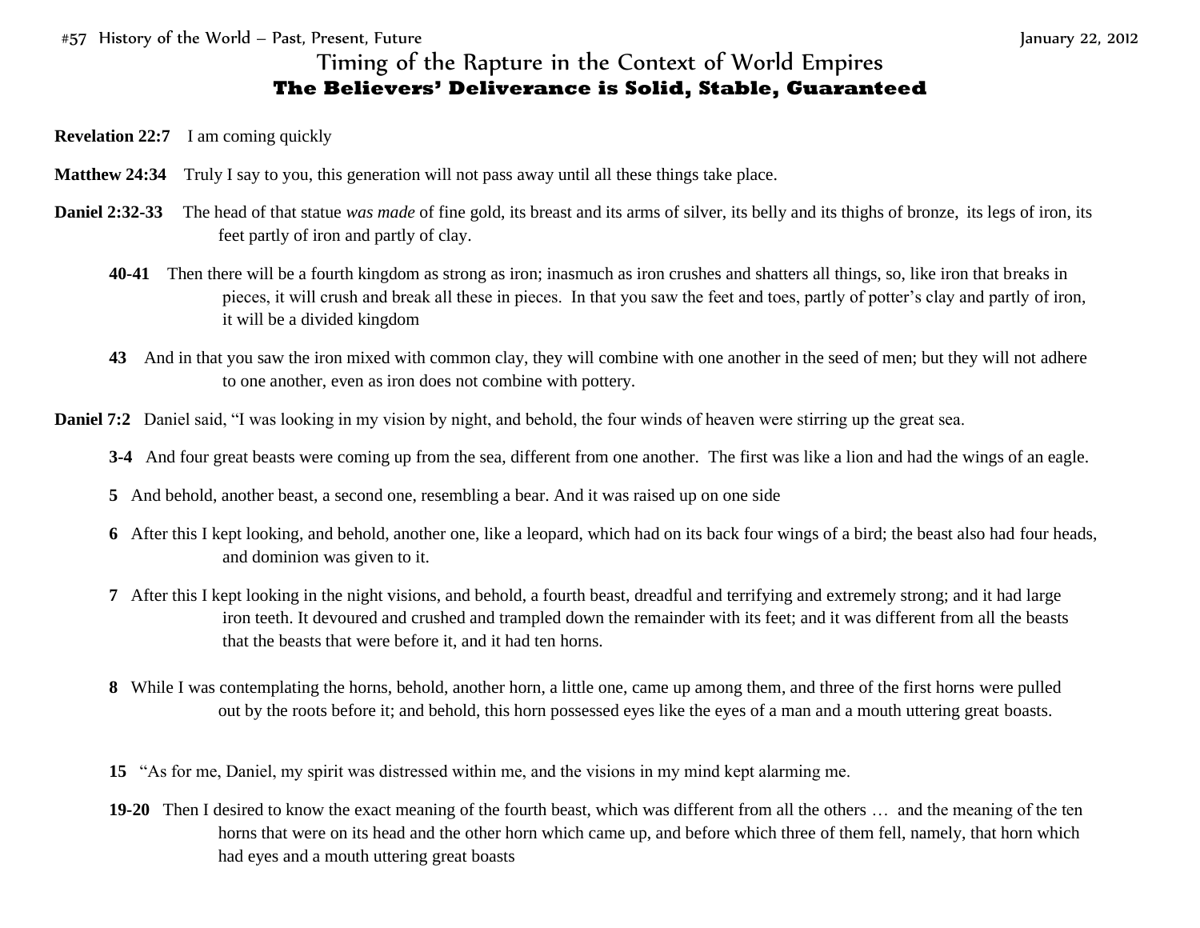#57 History of the World – Past, Present, Future January 22, 2012

# Timing of the Rapture in the Context of World Empires

## **The Believers' Deliverance is Solid, Stable, Guaranteed**

**Revelation 22:7** I am coming quickly

**Matthew 24:34** Truly I say to you, this generation will not pass away until all these things take place.

**Daniel 2:32-33** The head of that statue *was made* of fine gold, its breast and its arms of silver, its belly and its thighs of bronze, its legs of iron, its feet partly of iron and partly of clay.

**40-41** Then there will be a fourth kingdom as strong as iron; inasmuch as iron crushes and shatters all things, so, like iron that breaks in pieces, it will crush and break all these in pieces. In that you saw the feet and toes, partly of potter's clay and partly of iron, it will be a divided kingdom

**43** And in that you saw the iron mixed with common clay, they will combine with one another in the seed of men; but they will not adhere to one another, even as iron does not combine with pottery.

**Daniel 7:2** Daniel said, "I was looking in my vision by night, and behold, the four winds of heaven were stirring up the great sea.

**3-4** And four great beasts were coming up from the sea, different from one another. The first was like a lion and had the wings of an eagle.

**5** And behold, another beast, a second one, resembling a bear. And it was raised up on one side

**6** After this I kept looking, and behold, another one, like a leopard, which had on its back four wings of a bird; the beast also had four heads, and dominion was given to it.

**7** After this I kept looking in the night visions, and behold, a fourth beast, dreadful and terrifying and extremely strong; and it had large iron teeth. It devoured and crushed and trampled down the remainder with its feet; and it was different from all the beasts that the beasts that were before it, and it had ten horns.

**8** While I was contemplating the horns, behold, another horn, a little one, came up among them, and three of the first horns were pulled out by the roots before it; and behold, this horn possessed eyes like the eyes of a man and a mouth uttering great boasts.

**15** "As for me, Daniel, my spirit was distressed within me, and the visions in my mind kept alarming me.

**19-20** Then I desired to know the exact meaning of the fourth beast, which was different from all the others … and the meaning of the ten horns that were on its head and the other horn which came up, and before which three of them fell, namely, that horn which had eyes and a mouth uttering great boasts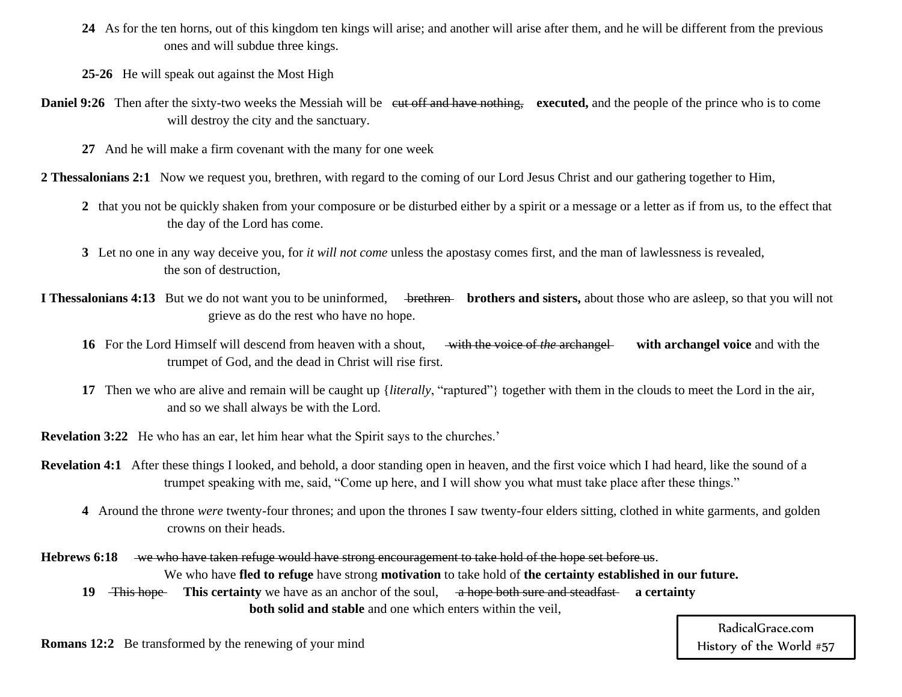**24** As for the ten horns, out of this kingdom ten kings will arise; and another will arise after them, and he will be different from the previous ones and will subdue three kings.

**25-26** He will speak out against the Most High

**Daniel 9:26** Then after the sixty-two weeks the Messiah will be ~~cut off and have nothing,~~ **executed,** and the people of the prince who is to come will destroy the city and the sanctuary.

**27** And he will make a firm covenant with the many for one week

**2 Thessalonians 2:1** Now we request you, brethren, with regard to the coming of our Lord Jesus Christ and our gathering together to Him,

**2** that you not be quickly shaken from your composure or be disturbed either by a spirit or a message or a letter as if from us, to the effect that the day of the Lord has come.

**3** Let no one in any way deceive you, for *it will not come* unless the apostasy comes first, and the man of lawlessness is revealed, the son of destruction,

**I Thessalonians 4:13** But we do not want you to be uninformed, ~~brethren~~ **brothers and sisters,** about those who are asleep, so that you will not grieve as do the rest who have no hope.

**16** For the Lord Himself will descend from heaven with a shout, ~~with the voice of *the* archangel~~ **with archangel voice** and with the trumpet of God, and the dead in Christ will rise first.

**17** Then we who are alive and remain will be caught up {*literally*, "raptured"} together with them in the clouds to meet the Lord in the air, and so we shall always be with the Lord.

**Revelation 3:22** He who has an ear, let him hear what the Spirit says to the churches.'

**Revelation 4:1** After these things I looked, and behold, a door standing open in heaven, and the first voice which I had heard, like the sound of a trumpet speaking with me, said, "Come up here, and I will show you what must take place after these things."

**4** Around the throne *were* twenty-four thrones; and upon the thrones I saw twenty-four elders sitting, clothed in white garments, and golden crowns on their heads.

**Hebrews 6:18** ~~we who have taken refuge would have strong encouragement to take hold of the hope set before us~~.
We who have **fled to refuge** have strong **motivation** to take hold of **the certainty established in our future.**

**19** ~~This hope~~ **This certainty** we have as an anchor of the soul, ~~a hope both sure and steadfast~~ **a certainty both solid and stable** and one which enters within the veil,

**Romans 12:2** Be transformed by the renewing of your mind

RadicalGrace.com
History of the World #57